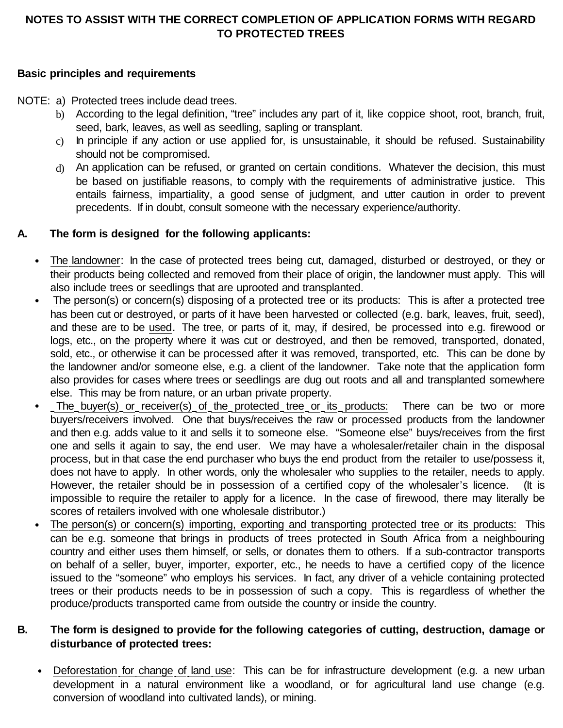# NOTES TO ASSIST WITH THE CORRECT COMPLETION OF APPLICATION FORMS WITH REGARD TO PROTECTED TREES

**Basic principles and requirements**

NOTE:
a) Protected trees include dead trees.
b) According to the legal definition, "tree" includes any part of it, like coppice shoot, root, branch, fruit, seed, bark, leaves, as well as seedling, sapling or transplant.
c) In principle if any action or use applied for, is unsustainable, it should be refused. Sustainability should not be compromised.
d) An application can be refused, or granted on certain conditions. Whatever the decision, this must be based on justifiable reasons, to comply with the requirements of administrative justice. This entails fairness, impartiality, a good sense of judgment, and utter caution in order to prevent precedents. If in doubt, consult someone with the necessary experience/authority.

## A. The form is designed for the following applicants:

- The landowner: In the case of protected trees being cut, damaged, disturbed or destroyed, or they or their products being collected and removed from their place of origin, the landowner must apply. This will also include trees or seedlings that are uprooted and transplanted.
- The person(s) or concern(s) disposing of a protected tree or its products: This is after a protected tree has been cut or destroyed, or parts of it have been harvested or collected (e.g. bark, leaves, fruit, seed), and these are to be used. The tree, or parts of it, may, if desired, be processed into e.g. firewood or logs, etc., on the property where it was cut or destroyed, and then be removed, transported, donated, sold, etc., or otherwise it can be processed after it was removed, transported, etc. This can be done by the landowner and/or someone else, e.g. a client of the landowner. Take note that the application form also provides for cases where trees or seedlings are dug out roots and all and transplanted somewhere else. This may be from nature, or an urban private property.
- The buyer(s) or receiver(s) of the protected tree or its products: There can be two or more buyers/receivers involved. One that buys/receives the raw or processed products from the landowner and then e.g. adds value to it and sells it to someone else. "Someone else" buys/receives from the first one and sells it again to say, the end user. We may have a wholesaler/retailer chain in the disposal process, but in that case the end purchaser who buys the end product from the retailer to use/possess it, does not have to apply. In other words, only the wholesaler who supplies to the retailer, needs to apply. However, the retailer should be in possession of a certified copy of the wholesaler's licence. (It is impossible to require the retailer to apply for a licence. In the case of firewood, there may literally be scores of retailers involved with one wholesale distributor.)
- The person(s) or concern(s) importing, exporting and transporting protected tree or its products: This can be e.g. someone that brings in products of trees protected in South Africa from a neighbouring country and either uses them himself, or sells, or donates them to others. If a sub-contractor transports on behalf of a seller, buyer, importer, exporter, etc., he needs to have a certified copy of the licence issued to the "someone" who employs his services. In fact, any driver of a vehicle containing protected trees or their products needs to be in possession of such a copy. This is regardless of whether the produce/products transported came from outside the country or inside the country.

## B. The form is designed to provide for the following categories of cutting, destruction, damage or disturbance of protected trees:

- Deforestation for change of land use: This can be for infrastructure development (e.g. a new urban development in a natural environment like a woodland, or for agricultural land use change (e.g. conversion of woodland into cultivated lands), or mining.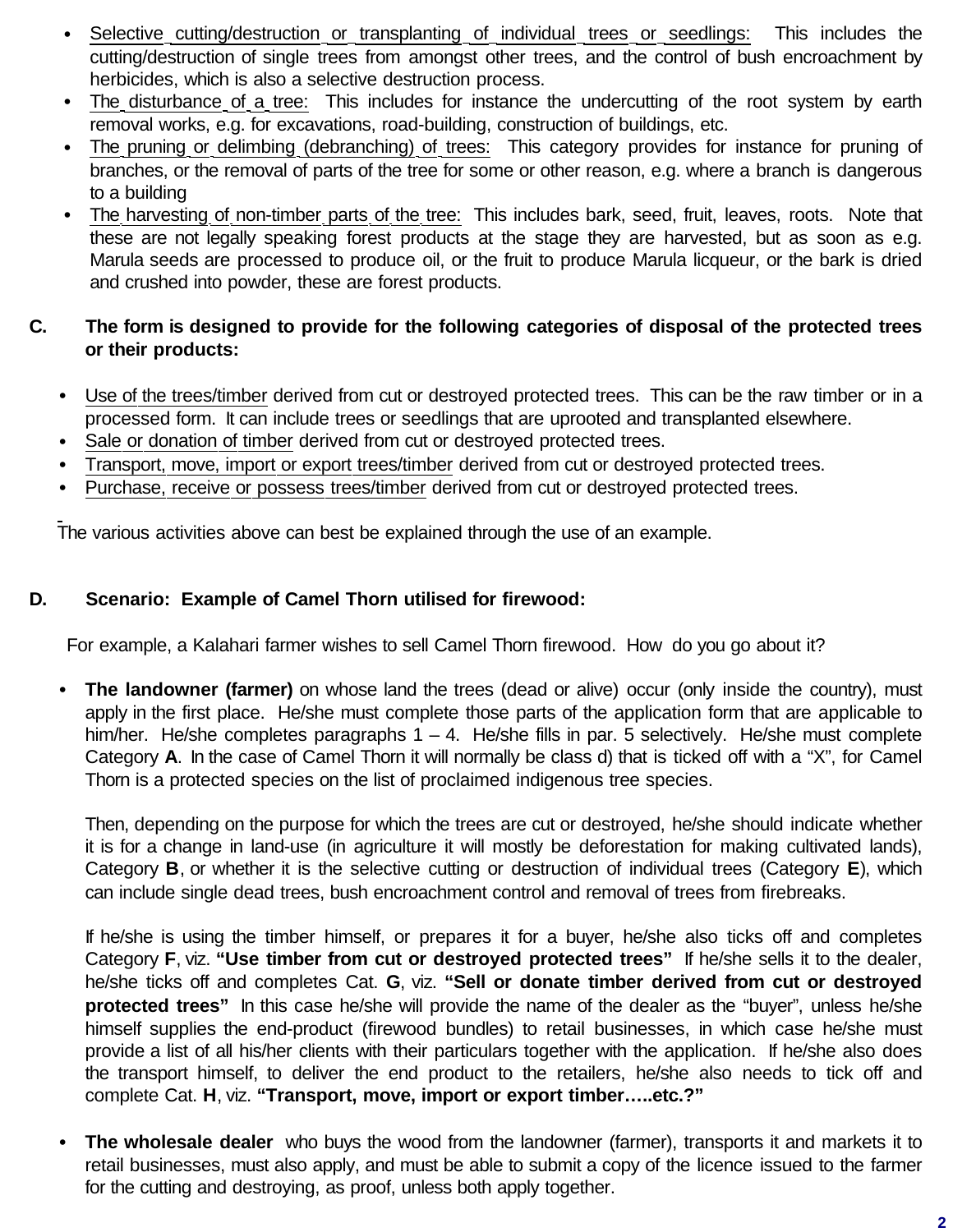- Selective cutting/destruction or transplanting of individual trees or seedlings: This includes the cutting/destruction of single trees from amongst other trees, and the control of bush encroachment by herbicides, which is also a selective destruction process.
- The disturbance of a tree: This includes for instance the undercutting of the root system by earth removal works, e.g. for excavations, road-building, construction of buildings, etc.
- The pruning or delimbing (debranching) of trees: This category provides for instance for pruning of branches, or the removal of parts of the tree for some or other reason, e.g. where a branch is dangerous to a building
- The harvesting of non-timber parts of the tree: This includes bark, seed, fruit, leaves, roots. Note that these are not legally speaking forest products at the stage they are harvested, but as soon as e.g. Marula seeds are processed to produce oil, or the fruit to produce Marula licqueur, or the bark is dried and crushed into powder, these are forest products.

**C. The form is designed to provide for the following categories of disposal of the protected trees or their products:**

- Use of the trees/timber derived from cut or destroyed protected trees. This can be the raw timber or in a processed form. It can include trees or seedlings that are uprooted and transplanted elsewhere.
- Sale or donation of timber derived from cut or destroyed protected trees.
- Transport, move, import or export trees/timber derived from cut or destroyed protected trees.
- Purchase, receive or possess trees/timber derived from cut or destroyed protected trees.

The various activities above can best be explained through the use of an example.

**D. Scenario: Example of Camel Thorn utilised for firewood:**

For example, a Kalahari farmer wishes to sell Camel Thorn firewood. How do you go about it?

- **The landowner (farmer)** on whose land the trees (dead or alive) occur (only inside the country), must apply in the first place. He/she must complete those parts of the application form that are applicable to him/her. He/she completes paragraphs 1 – 4. He/she fills in par. 5 selectively. He/she must complete Category **A**. In the case of Camel Thorn it will normally be class d) that is ticked off with a "X", for Camel Thorn is a protected species on the list of proclaimed indigenous tree species.

  Then, depending on the purpose for which the trees are cut or destroyed, he/she should indicate whether it is for a change in land-use (in agriculture it will mostly be deforestation for making cultivated lands), Category **B**, or whether it is the selective cutting or destruction of individual trees (Category **E**), which can include single dead trees, bush encroachment control and removal of trees from firebreaks.

  If he/she is using the timber himself, or prepares it for a buyer, he/she also ticks off and completes Category **F**, viz. **"Use timber from cut or destroyed protected trees"** If he/she sells it to the dealer, he/she ticks off and completes Cat. **G**, viz. **"Sell or donate timber derived from cut or destroyed protected trees"** In this case he/she will provide the name of the dealer as the "buyer", unless he/she himself supplies the end-product (firewood bundles) to retail businesses, in which case he/she must provide a list of all his/her clients with their particulars together with the application. If he/she also does the transport himself, to deliver the end product to the retailers, he/she also needs to tick off and complete Cat. **H**, viz. **"Transport, move, import or export timber…..etc.?"**

- **The wholesale dealer** who buys the wood from the landowner (farmer), transports it and markets it to retail businesses, must also apply, and must be able to submit a copy of the licence issued to the farmer for the cutting and destroying, as proof, unless both apply together.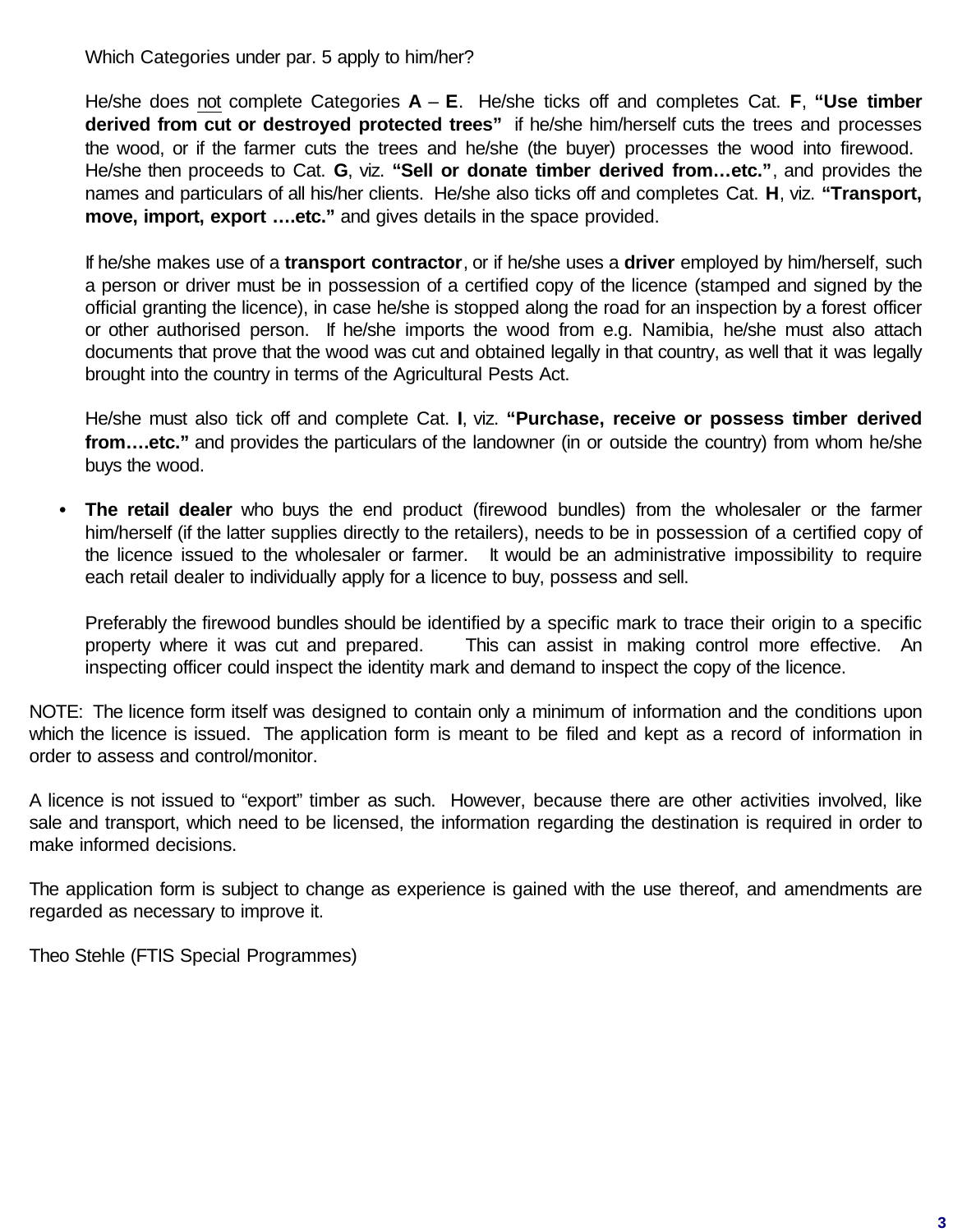Which Categories under par. 5 apply to him/her?

He/she does <u>not</u> complete Categories **A** – **E**. He/she ticks off and completes Cat. **F**, **"Use timber derived from cut or destroyed protected trees"** if he/she him/herself cuts the trees and processes the wood, or if the farmer cuts the trees and he/she (the buyer) processes the wood into firewood. He/she then proceeds to Cat. **G**, viz. **"Sell or donate timber derived from…etc."**, and provides the names and particulars of all his/her clients. He/she also ticks off and completes Cat. **H**, viz. **"Transport, move, import, export ….etc."** and gives details in the space provided.

If he/she makes use of a **transport contractor**, or if he/she uses a **driver** employed by him/herself, such a person or driver must be in possession of a certified copy of the licence (stamped and signed by the official granting the licence), in case he/she is stopped along the road for an inspection by a forest officer or other authorised person. If he/she imports the wood from e.g. Namibia, he/she must also attach documents that prove that the wood was cut and obtained legally in that country, as well that it was legally brought into the country in terms of the Agricultural Pests Act.

He/she must also tick off and complete Cat. **I**, viz. **"Purchase, receive or possess timber derived from….etc."** and provides the particulars of the landowner (in or outside the country) from whom he/she buys the wood.

- **The retail dealer** who buys the end product (firewood bundles) from the wholesaler or the farmer him/herself (if the latter supplies directly to the retailers), needs to be in possession of a certified copy of the licence issued to the wholesaler or farmer. It would be an administrative impossibility to require each retail dealer to individually apply for a licence to buy, possess and sell.

  Preferably the firewood bundles should be identified by a specific mark to trace their origin to a specific property where it was cut and prepared. This can assist in making control more effective. An inspecting officer could inspect the identity mark and demand to inspect the copy of the licence.

NOTE: The licence form itself was designed to contain only a minimum of information and the conditions upon which the licence is issued. The application form is meant to be filed and kept as a record of information in order to assess and control/monitor.

A licence is not issued to "export" timber as such. However, because there are other activities involved, like sale and transport, which need to be licensed, the information regarding the destination is required in order to make informed decisions.

The application form is subject to change as experience is gained with the use thereof, and amendments are regarded as necessary to improve it.

Theo Stehle (FTIS Special Programmes)